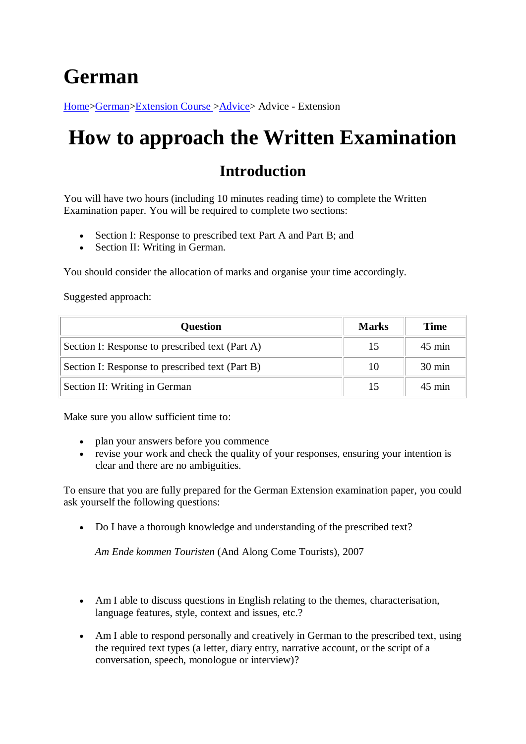# German

[Home](#)>[German](#)>[Extension Course](#) >[Advice](#)> Advice - Extension

# How to approach the Written Examination

## Introduction

You will have two hours (including 10 minutes reading time) to complete the Written Examination paper. You will be required to complete two sections:

- Section I: Response to prescribed text Part A and Part B; and
- Section II: Writing in German.

You should consider the allocation of marks and organise your time accordingly.

Suggested approach:

| Question | Marks | Time |
|---|---|---|
| Section I: Response to prescribed text (Part A) | 15 | 45 min |
| Section I: Response to prescribed text (Part B) | 10 | 30 min |
| Section II: Writing in German | 15 | 45 min |

Make sure you allow sufficient time to:

- plan your answers before you commence
- revise your work and check the quality of your responses, ensuring your intention is clear and there are no ambiguities.

To ensure that you are fully prepared for the German Extension examination paper, you could ask yourself the following questions:

- Do I have a thorough knowledge and understanding of the prescribed text?

  *Am Ende kommen Touristen* (And Along Come Tourists), 2007

- Am I able to discuss questions in English relating to the themes, characterisation, language features, style, context and issues, etc.?
- Am I able to respond personally and creatively in German to the prescribed text, using the required text types (a letter, diary entry, narrative account, or the script of a conversation, speech, monologue or interview)?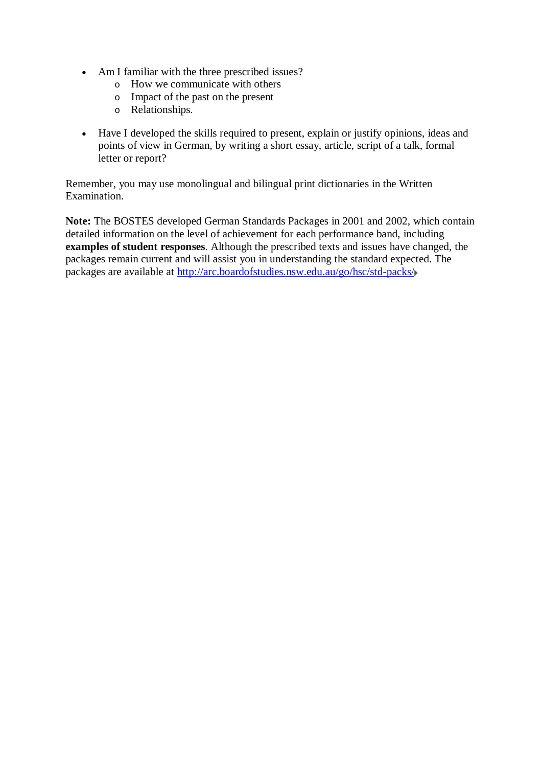- Am I familiar with the three prescribed issues?
  - How we communicate with others
  - Impact of the past on the present
  - Relationships.

- Have I developed the skills required to present, explain or justify opinions, ideas and points of view in German, by writing a short essay, article, script of a talk, formal letter or report?

Remember, you may use monolingual and bilingual print dictionaries in the Written Examination.

**Note:** The BOSTES developed German Standards Packages in 2001 and 2002, which contain detailed information on the level of achievement for each performance band, including **examples of student responses**. Although the prescribed texts and issues have changed, the packages remain current and will assist you in understanding the standard expected. The packages are available at http://arc.boardofstudies.nsw.edu.au/go/hsc/std-packs/